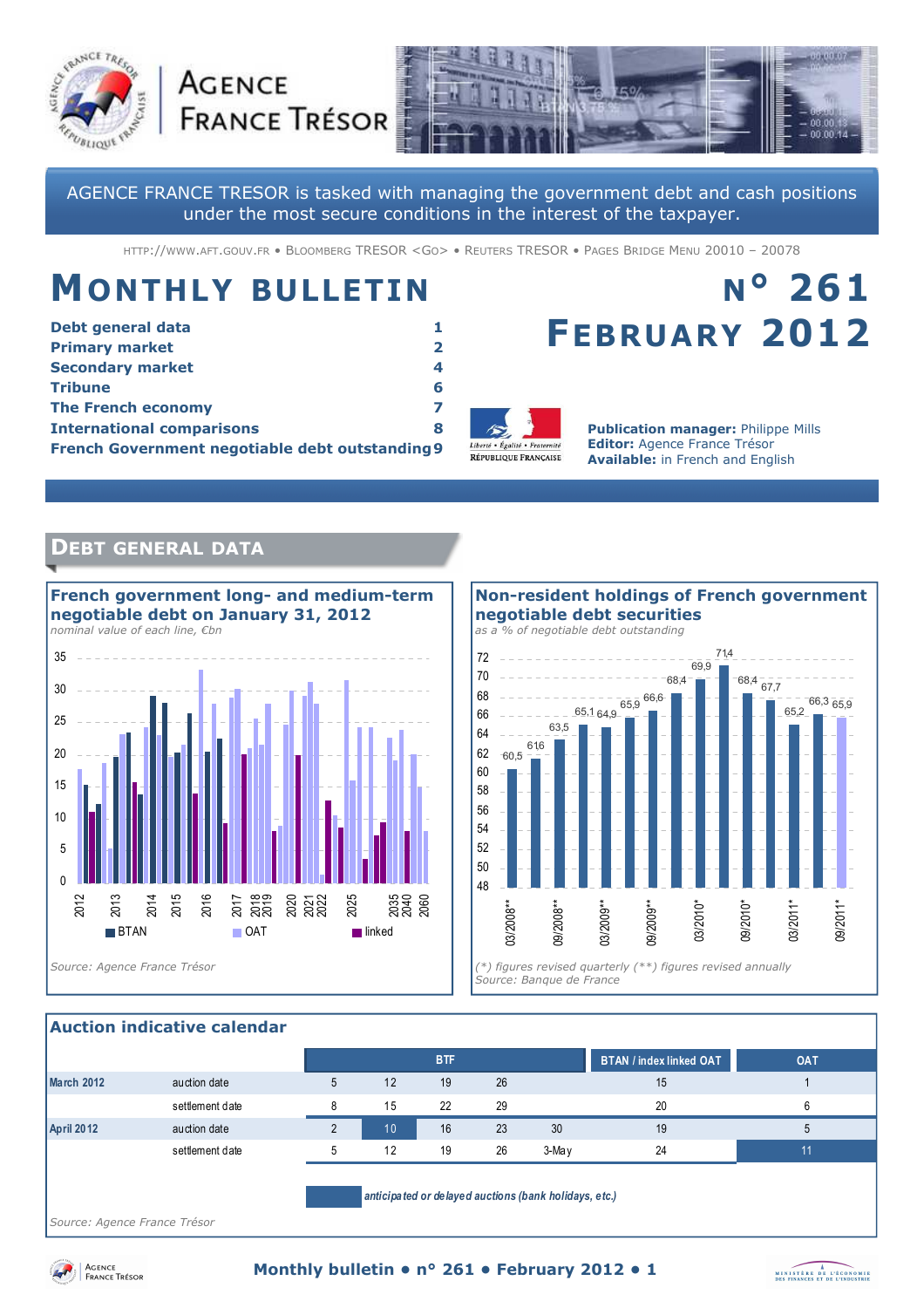# AGENCE FRANCE TRÉSOR

AGENCE FRANCE TRESOR is tasked with managing the government debt and cash positions under the most secure conditions in the interest of the taxpayer.

HTTP://WWW.AFT.GOUV.FR • BLOOMBERG TRESOR <GO> • REUTERS TRESOR • PAGES BRIDGE MENU 20010 – 20078

# MONTHLY BULLETIN

# N° 261 FEBRUARY 2012

| | |
|---|---|
| **Debt general data** | 1 |
| **Primary market** | 2 |
| **Secondary market** | 4 |
| **Tribune** | 6 |
| **The French economy** | 7 |
| **International comparisons** | 8 |
| **French Government negotiable debt outstanding** | 9 |

**Publication manager:** Philippe Mills
**Editor:** Agence France Trésor
**Available:** in French and English

## DEBT GENERAL DATA

### French government long- and medium-term negotiable debt on January 31, 2012

*nominal value of each line, €bn*

Legend: BTAN, OAT, linked

Source: Agence France Trésor

### Non-resident holdings of French government negotiable debt securities

*as a % of negotiable debt outstanding*

| Quarter | % |
|---|---|
| 03/2008** | 60,5 |
| 06/2008** | 61,6 |
| 09/2008** | 63,5 |
| 12/2008** | 65,1 |
| 03/2009** | 64,9 |
| 06/2009** | 65,9 |
| 09/2009** | 66,6 |
| 12/2009** | 68,4 |
| 03/2010* | 69,9 |
| 06/2010* | 71,4 |
| 09/2010* | 68,4 |
| 12/2010* | 67,7 |
| 03/2011* | 65,2 |
| 06/2011* | 66,3 |
| 09/2011* | 65,9 |

*(\*) figures revised quarterly (\*\*) figures revised annually*
*Source: Banque de France*

### Auction indicative calendar

| | | BTF | | | | | BTAN / index linked OAT | OAT |
|---|---|---|---|---|---|---|---|---|
| March 2012 | auction date | 5 | 12 | 19 | 26 | | 15 | 1 |
| | settlement date | 8 | 15 | 22 | 29 | | 20 | 6 |
| April 2012 | auction date | 2 | 10 | 16 | 23 | 30 | 19 | 5 |
| | settlement date | 5 | 12 | 19 | 26 | 3-May | 24 | 11 |

*anticipated or delayed auctions (bank holidays, etc.)* (highlighted: April 2012 BTF auction date 10; OAT settlement date 11)

Source: Agence France Trésor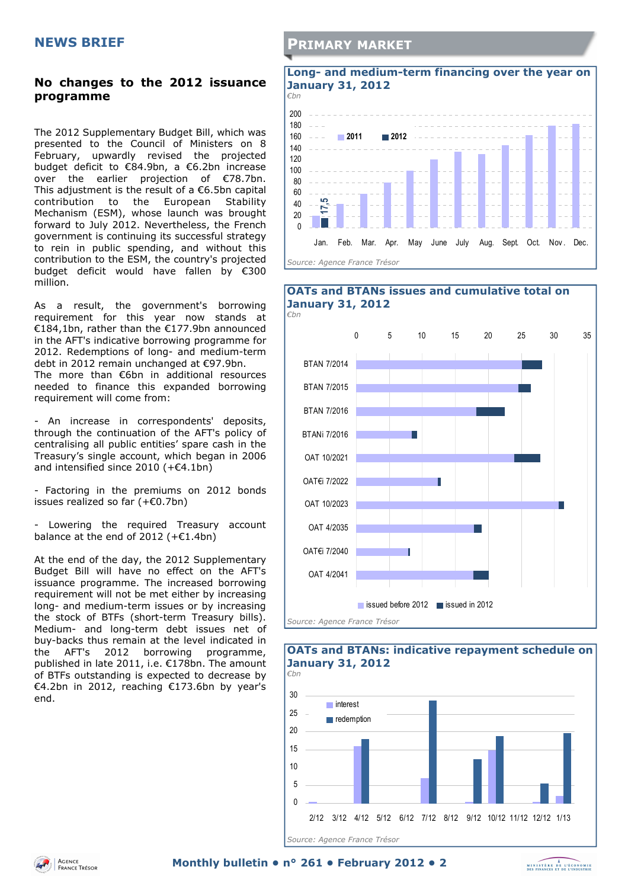## NEWS BRIEF

### No changes to the 2012 issuance programme

The 2012 Supplementary Budget Bill, which was presented to the Council of Ministers on 8 February, upwardly revised the projected budget deficit to €84.9bn, a €6.2bn increase over the earlier projection of €78.7bn. This adjustment is the result of a €6.5bn capital contribution to the European Stability Mechanism (ESM), whose launch was brought forward to July 2012. Nevertheless, the French government is continuing its successful strategy to rein in public spending, and without this contribution to the ESM, the country's projected budget deficit would have fallen by €300 million.

As a result, the government's borrowing requirement for this year now stands at €184,1bn, rather than the €177.9bn announced in the AFT's indicative borrowing programme for 2012. Redemptions of long- and medium-term debt in 2012 remain unchanged at €97.9bn.
The more than €6bn in additional resources needed to finance this expanded borrowing requirement will come from:

- An increase in correspondents' deposits, through the continuation of the AFT's policy of centralising all public entities' spare cash in the Treasury's single account, which began in 2006 and intensified since 2010 (+€4.1bn)

- Factoring in the premiums on 2012 bonds issues realized so far (+€0.7bn)

- Lowering the required Treasury account balance at the end of 2012 (+€1.4bn)

At the end of the day, the 2012 Supplementary Budget Bill will have no effect on the AFT's issuance programme. The increased borrowing requirement will not be met either by increasing long- and medium-term issues or by increasing the stock of BTFs (short-term Treasury bills). Medium- and long-term debt issues net of buy-backs thus remain at the level indicated in the AFT's 2012 borrowing programme, published in late 2011, i.e. €178bn. The amount of BTFs outstanding is expected to decrease by €4.2bn in 2012, reaching €173.6bn by year's end.

## PRIMARY MARKET

**Long- and medium-term financing over the year on January 31, 2012**
*€bn*

Source: Agence France Trésor

**OATs and BTANs issues and cumulative total on January 31, 2012**
*€bn*

Source: Agence France Trésor

**OATs and BTANs: indicative repayment schedule on January 31, 2012**
*€bn*

Source: Agence France Trésor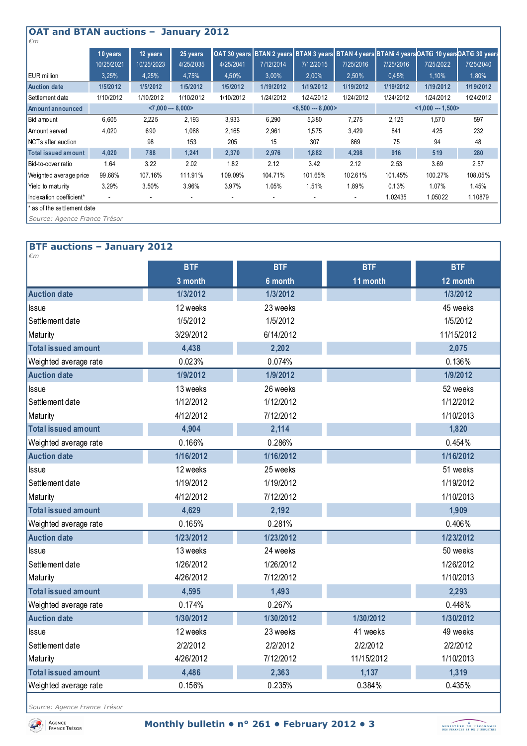## OAT and BTAN auctions – January 2012

*€m*

| EUR million | 10 years 10/25/2021 3,25% | 12 years 10/25/2023 4,25% | 25 years 4/25/2035 4,75% | OAT 30 years 4/25/2041 4,50% | BTAN 2 years 7/12/2014 3,00% | BTAN 3 years 7/12/2015 2,00% | BTAN 4 years 7/25/2016 2,50% | BTANi 4 years 7/25/2016 0,45% | OAT€i 10 years 7/25/2022 1,10% | OAT€i 30 years 7/25/2040 1,80% |
|---|---|---|---|---|---|---|---|---|---|---|
| Auction date | 1/5/2012 | 1/5/2012 | 1/5/2012 | 1/5/2012 | 1/19/2012 | 1/19/2012 | 1/19/2012 | 1/19/2012 | 1/19/2012 | 1/19/2012 |
| Settlement date | 1/10/2012 | 1/10/2012 | 1/10/2012 | 1/10/2012 | 1/24/2012 | 1/24/2012 | 1/24/2012 | 1/24/2012 | 1/24/2012 | 1/24/2012 |
| Amount announced | <7,000 --- 8,000> | | | | <6,500 --- 8,000> | | | <1,000 --- 1,500> | | |
| Bid amount | 6,605 | 2,225 | 2,193 | 3,933 | 6,290 | 5,380 | 7,275 | 2,125 | 1,570 | 597 |
| Amount served | 4,020 | 690 | 1,088 | 2,165 | 2,961 | 1,575 | 3,429 | 841 | 425 | 232 |
| NCTs after auction | | 98 | 153 | 205 | 15 | 307 | 869 | 75 | 94 | 48 |
| Total issued amount | 4,020 | 788 | 1,241 | 2,370 | 2,976 | 1,882 | 4,298 | 916 | 519 | 280 |
| Bid-to-cover ratio | 1.64 | 3.22 | 2.02 | 1.82 | 2.12 | 3.42 | 2.12 | 2.53 | 3.69 | 2.57 |
| Weighted average price | 99.68% | 107.16% | 111.91% | 109.09% | 104.71% | 101.65% | 102.61% | 101.45% | 100.27% | 108.05% |
| Yield to maturity | 3.29% | 3.50% | 3.96% | 3.97% | 1.05% | 1.51% | 1.89% | 0.13% | 1.07% | 1.45% |
| Indexation coefficient* | - | - | - | - | - | - | - | 1.02435 | 1.05022 | 1.10879 |

* as of the settlement date

*Source: Agence France Trésor*

## BTF auctions – January 2012

*€m*

| | BTF 3 month | BTF 6 month | BTF 11 month | BTF 12 month |
|---|---|---|---|---|
| **Auction date** | **1/3/2012** | **1/3/2012** | | **1/3/2012** |
| Issue | 12 weeks | 23 weeks | | 45 weeks |
| Settlement date | 1/5/2012 | 1/5/2012 | | 1/5/2012 |
| Maturity | 3/29/2012 | 6/14/2012 | | 11/15/2012 |
| **Total issued amount** | **4,438** | **2,202** | | **2,075** |
| Weighted average rate | 0.023% | 0.074% | | 0.136% |
| **Auction date** | **1/9/2012** | **1/9/2012** | | **1/9/2012** |
| Issue | 13 weeks | 26 weeks | | 52 weeks |
| Settlement date | 1/12/2012 | 1/12/2012 | | 1/12/2012 |
| Maturity | 4/12/2012 | 7/12/2012 | | 1/10/2013 |
| **Total issued amount** | **4,904** | **2,114** | | **1,820** |
| Weighted average rate | 0.166% | 0.286% | | 0.454% |
| **Auction date** | **1/16/2012** | **1/16/2012** | | **1/16/2012** |
| Issue | 12 weeks | 25 weeks | | 51 weeks |
| Settlement date | 1/19/2012 | 1/19/2012 | | 1/19/2012 |
| Maturity | 4/12/2012 | 7/12/2012 | | 1/10/2013 |
| **Total issued amount** | **4,629** | **2,192** | | **1,909** |
| Weighted average rate | 0.165% | 0.281% | | 0.406% |
| **Auction date** | **1/23/2012** | **1/23/2012** | | **1/23/2012** |
| Issue | 13 weeks | 24 weeks | | 50 weeks |
| Settlement date | 1/26/2012 | 1/26/2012 | | 1/26/2012 |
| Maturity | 4/26/2012 | 7/12/2012 | | 1/10/2013 |
| **Total issued amount** | **4,595** | **1,493** | | **2,293** |
| Weighted average rate | 0.174% | 0.267% | | 0.448% |
| **Auction date** | **1/30/2012** | **1/30/2012** | **1/30/2012** | **1/30/2012** |
| Issue | 12 weeks | 23 weeks | 41 weeks | 49 weeks |
| Settlement date | 2/2/2012 | 2/2/2012 | 2/2/2012 | 2/2/2012 |
| Maturity | 4/26/2012 | 7/12/2012 | 11/15/2012 | 1/10/2013 |
| **Total issued amount** | **4,486** | **2,363** | **1,137** | **1,319** |
| Weighted average rate | 0.156% | 0.235% | 0.384% | 0.435% |

*Source: Agence France Trésor*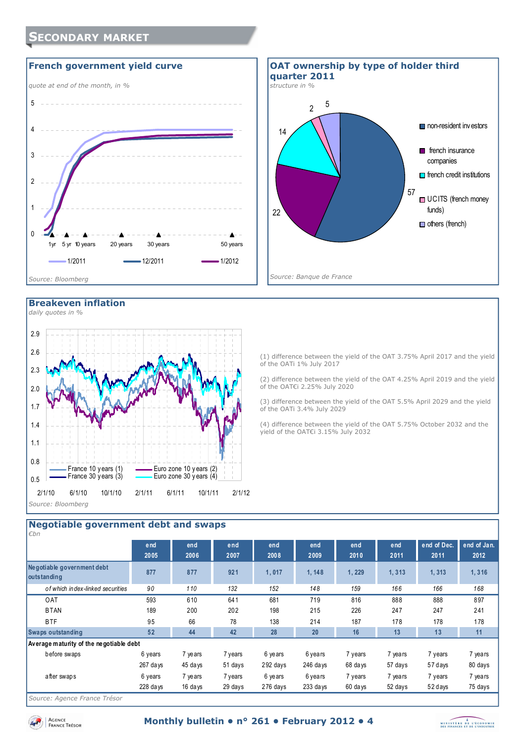# SECONDARY MARKET

## French government yield curve

*quote at end of the month, in %*

Source: Bloomberg

## OAT ownership by type of holder third quarter 2011

*structure in %*

Source: Banque de France

## Breakeven inflation

*daily quotes in %*

Source: Bloomberg

(1) difference between the yield of the OAT 3.75% April 2017 and the yield of the OATi 1% July 2017

(2) difference between the yield of the OAT 4.25% April 2019 and the yield of the OAT€i 2.25% July 2020

(3) difference between the yield of the OAT 5.5% April 2029 and the yield of the OATi 3.4% July 2029

(4) difference between the yield of the OAT 5.75% October 2032 and the yield of the OAT€i 3.15% July 2032

## Negotiable government debt and swaps

*€bn*

| | end 2005 | end 2006 | end 2007 | end 2008 | end 2009 | end 2010 | end 2011 | end of Dec. 2011 | end of Jan. 2012 |
|---|---|---|---|---|---|---|---|---|---|
| **Negotiable government debt outstanding** | **877** | **877** | **921** | **1,017** | **1,148** | **1,229** | **1,313** | **1,313** | **1,316** |
| *of which index-linked securities* | *90* | *110* | *132* | *152* | *148* | *159* | *166* | *166* | *168* |
| OAT | 593 | 610 | 641 | 681 | 719 | 816 | 888 | 888 | 897 |
| BTAN | 189 | 200 | 202 | 198 | 215 | 226 | 247 | 247 | 241 |
| BTF | 95 | 66 | 78 | 138 | 214 | 187 | 178 | 178 | 178 |
| **Swaps outstanding** | **52** | **44** | **42** | **28** | **20** | **16** | **13** | **13** | **11** |
| **Average maturity of the negotiable debt** | | | | | | | | | |
| before swaps | 6 years 267 days | 7 years 45 days | 7 years 51 days | 6 years 292 days | 6 years 246 days | 7 years 68 days | 7 years 57 days | 7 years 57 days | 7 years 80 days |
| after swaps | 6 years 228 days | 7 years 16 days | 7 years 29 days | 6 years 276 days | 6 years 233 days | 7 years 60 days | 7 years 52 days | 7 years 52 days | 7 years 75 days |

Source: Agence France Trésor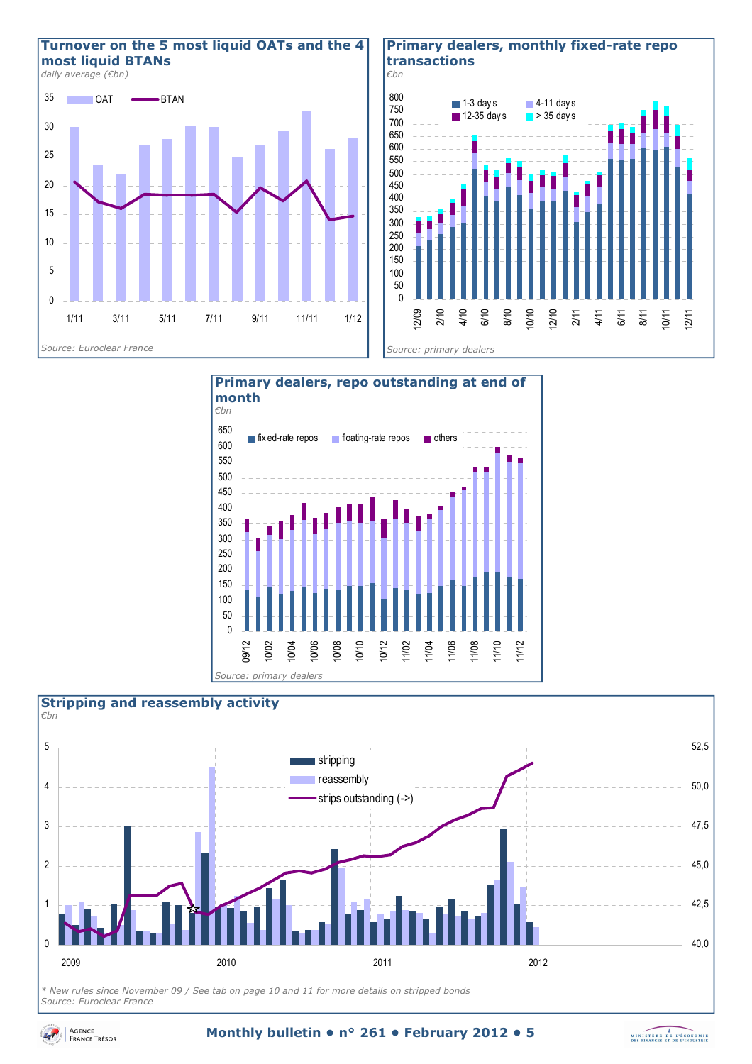## Turnover on the 5 most liquid OATs and the 4 most liquid BTANs

*daily average (€bn)*

OAT — BTAN

Source: Euroclear France

## Primary dealers, monthly fixed-rate repo transactions

*€bn*

1-3 days — 4-11 days — 12-35 days — > 35 days

Source: primary dealers

## Primary dealers, repo outstanding at end of month

*€bn*

fixed-rate repos — floating-rate repos — others

Source: primary dealers

## Stripping and reassembly activity

*€bn*

stripping — reassembly — strips outstanding (->)

*\* New rules since November 09 / See tab on page 10 and 11 for more details on stripped bonds*

*Source: Euroclear France*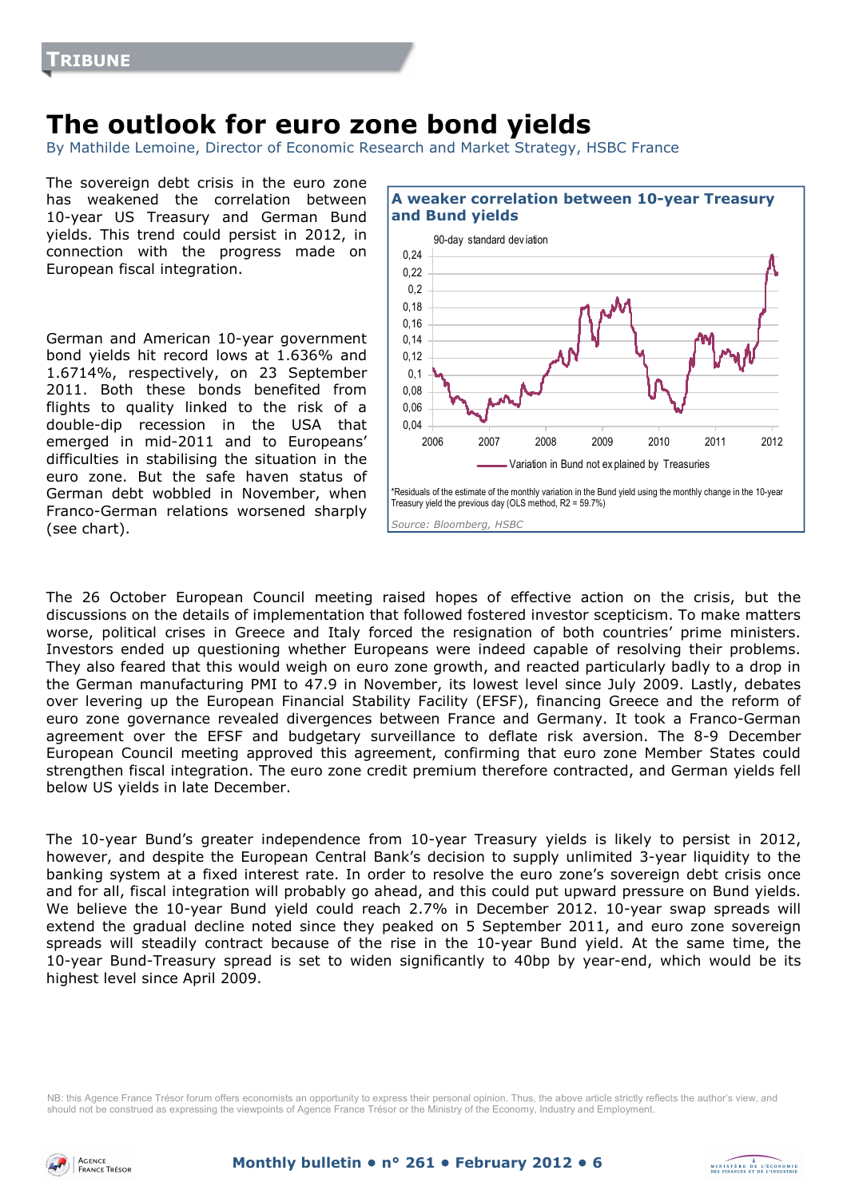TRIBUNE

# The outlook for euro zone bond yields

By Mathilde Lemoine, Director of Economic Research and Market Strategy, HSBC France

The sovereign debt crisis in the euro zone has weakened the correlation between 10-year US Treasury and German Bund yields. This trend could persist in 2012, in connection with the progress made on European fiscal integration.

German and American 10-year government bond yields hit record lows at 1.636% and 1.6714%, respectively, on 23 September 2011. Both these bonds benefited from flights to quality linked to the risk of a double-dip recession in the USA that emerged in mid-2011 and to Europeans' difficulties in stabilising the situation in the euro zone. But the safe haven status of German debt wobbled in November, when Franco-German relations worsened sharply (see chart).

**A weaker correlation between 10-year Treasury and Bund yields**

90-day standard deviation

Variation in Bund not explained by Treasuries

*Residuals of the estimate of the monthly variation in the Bund yield using the monthly change in the 10-year Treasury yield the previous day (OLS method, R2 = 59.7%)

*Source: Bloomberg, HSBC*

The 26 October European Council meeting raised hopes of effective action on the crisis, but the discussions on the details of implementation that followed fostered investor scepticism. To make matters worse, political crises in Greece and Italy forced the resignation of both countries' prime ministers. Investors ended up questioning whether Europeans were indeed capable of resolving their problems. They also feared that this would weigh on euro zone growth, and reacted particularly badly to a drop in the German manufacturing PMI to 47.9 in November, its lowest level since July 2009. Lastly, debates over levering up the European Financial Stability Facility (EFSF), financing Greece and the reform of euro zone governance revealed divergences between France and Germany. It took a Franco-German agreement over the EFSF and budgetary surveillance to deflate risk aversion. The 8-9 December European Council meeting approved this agreement, confirming that euro zone Member States could strengthen fiscal integration. The euro zone credit premium therefore contracted, and German yields fell below US yields in late December.

The 10-year Bund's greater independence from 10-year Treasury yields is likely to persist in 2012, however, and despite the European Central Bank's decision to supply unlimited 3-year liquidity to the banking system at a fixed interest rate. In order to resolve the euro zone's sovereign debt crisis once and for all, fiscal integration will probably go ahead, and this could put upward pressure on Bund yields. We believe the 10-year Bund yield could reach 2.7% in December 2012. 10-year swap spreads will extend the gradual decline noted since they peaked on 5 September 2011, and euro zone sovereign spreads will steadily contract because of the rise in the 10-year Bund yield. At the same time, the 10-year Bund-Treasury spread is set to widen significantly to 40bp by year-end, which would be its highest level since April 2009.

NB: this Agence France Trésor forum offers economists an opportunity to express their personal opinion. Thus, the above article strictly reflects the author's view, and should not be construed as expressing the viewpoints of Agence France Trésor or the Ministry of the Economy, Industry and Employment.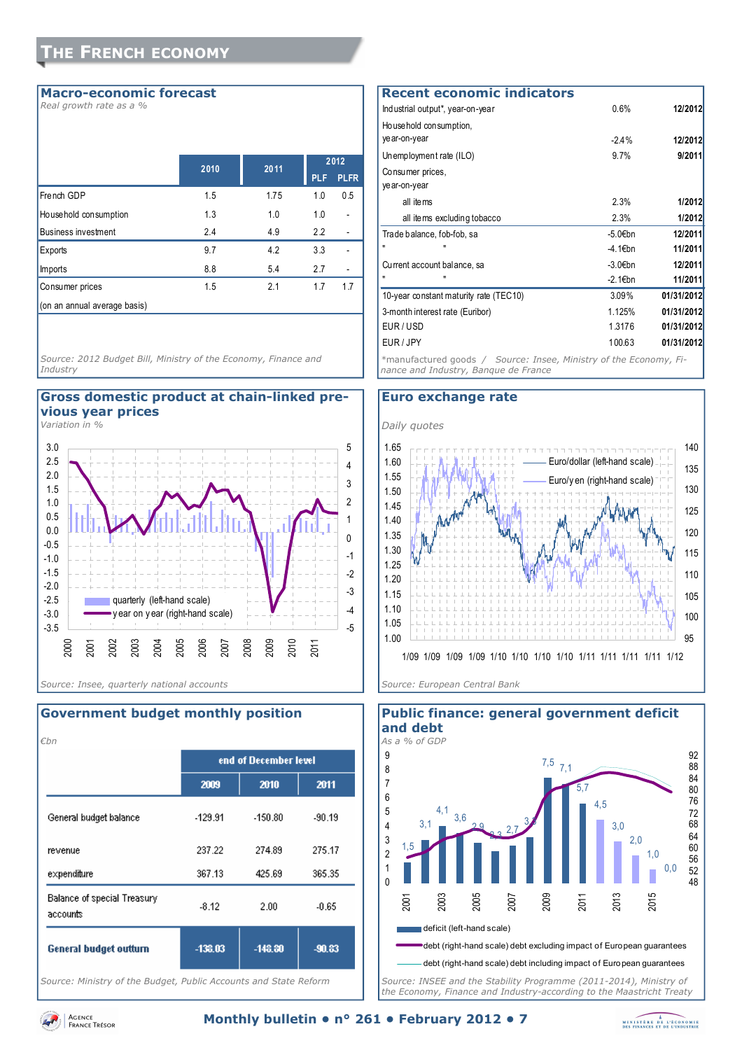# The French economy

## Macro-economic forecast

*Real growth rate as a %*

| | 2010 | 2011 | 2012 | |
|---|---|---|---|---|
| | | | PLF | PLFR |
| French GDP | 1.5 | 1.75 | 1.0 | 0.5 |
| Household consumption | 1.3 | 1.0 | 1.0 | - |
| Business investment | 2.4 | 4.9 | 2.2 | - |
| Exports | 9.7 | 4.2 | 3.3 | - |
| Imports | 8.8 | 5.4 | 2.7 | - |
| Consumer prices | 1.5 | 2.1 | 1.7 | 1.7 |
| (on an annual average basis) | | | | |

*Source: 2012 Budget Bill, Ministry of the Economy, Finance and Industry*

## Recent economic indicators

| | | |
|---|---|---|
| Industrial output*, year-on-year | 0.6% | 12/2012 |
| Household consumption, year-on-year | -2.4% | 12/2012 |
| Unemployment rate (ILO) | 9.7% | 9/2011 |
| Consumer prices, year-on-year | | |
| all items | 2.3% | 1/2012 |
| all items excluding tobacco | 2.3% | 1/2012 |
| Trade balance, fob-fob, sa | -5.0€bn | 12/2011 |
| " " | -4.1€bn | 11/2011 |
| Current account balance, sa | -3.0€bn | 12/2011 |
| " " | -2.1€bn | 11/2011 |
| 10-year constant maturity rate (TEC10) | 3.09% | 01/31/2012 |
| 3-month interest rate (Euribor) | 1.125% | 01/31/2012 |
| EUR / USD | 1.3176 | 01/31/2012 |
| EUR / JPY | 100.63 | 01/31/2012 |

*manufactured goods / Source: Insee, Ministry of the Economy, Finance and Industry, Banque de France

## Gross domestic product at chain-linked previous year prices

*Variation in %*

Legend: quarterly (left-hand scale); year on year (right-hand scale)

*Source: Insee, quarterly national accounts*

## Euro exchange rate

*Daily quotes*

Legend: Euro/dollar (left-hand scale); Euro/yen (right-hand scale)

*Source: European Central Bank*

## Government budget monthly position

*€bn*

| | end of December level | | |
|---|---|---|---|
| | 2009 | 2010 | 2011 |
| General budget balance | -129.91 | -150.80 | -90.19 |
| revenue | 237.22 | 274.89 | 275.17 |
| expenditure | 367.13 | 425.69 | 365.35 |
| Balance of special Treasury accounts | -8.12 | 2.00 | -0.65 |
| **General budget outturn** | **-138.03** | **-148.80** | **-90.83** |

*Source: Ministry of the Budget, Public Accounts and State Reform*

## Public finance: general government deficit and debt

*As a % of GDP*

Deficit values (left-hand scale), 2001–2016: 1,5; 3,1; 4,1; 3,6; 2,9; 2,3; 2,7; 3,3; 7,5; 7,1; 5,7; 4,5; 3,0; 2,0; 1,0; 0,0

Legend: deficit (left-hand scale); debt (right-hand scale) debt excluding impact of European guarantees; debt (right-hand scale) debt including impact of European guarantees

*Source: INSEE and the Stability Programme (2011-2014), Ministry of the Economy, Finance and Industry-according to the Maastricht Treaty*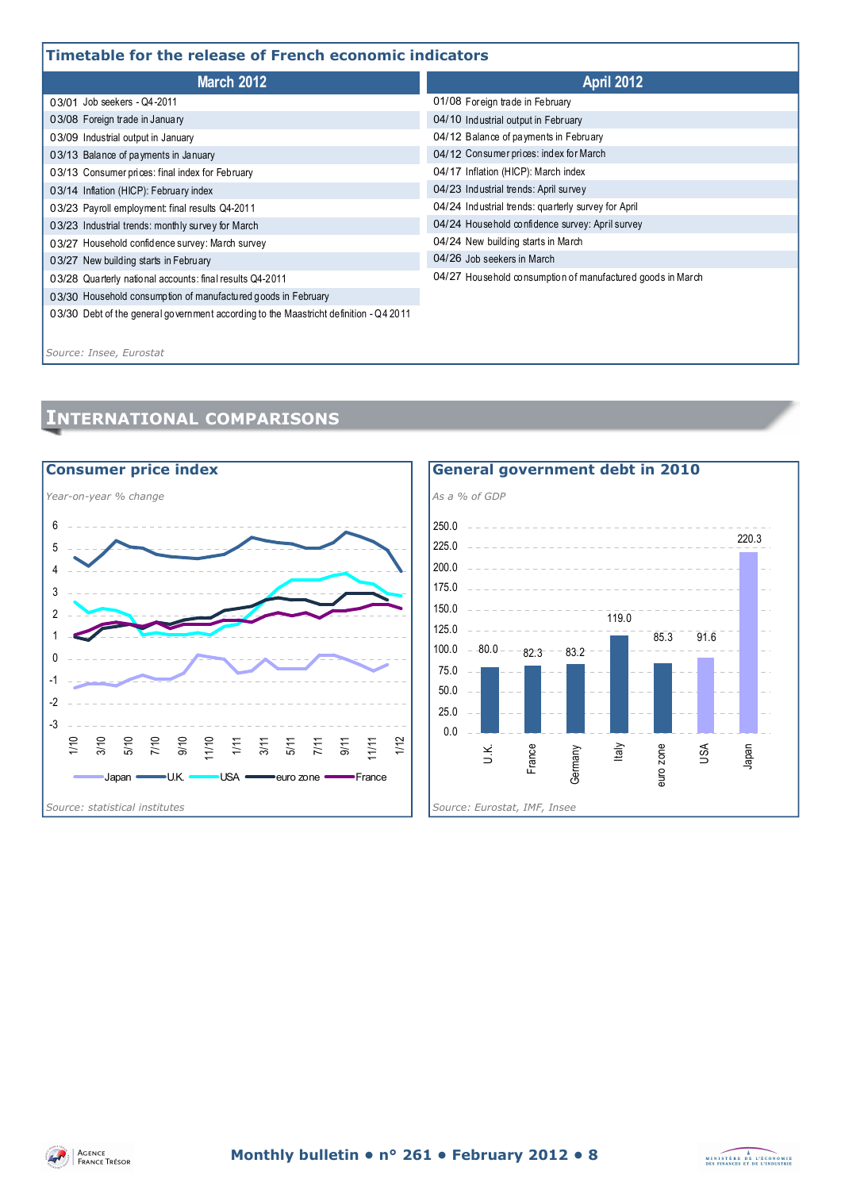## Timetable for the release of French economic indicators

| March 2012 | April 2012 |
|---|---|
| 03/01 Job seekers - Q4-2011 | 01/08 Foreign trade in February |
| 03/08 Foreign trade in January | 04/10 Industrial output in February |
| 03/09 Industrial output in January | 04/12 Balance of payments in February |
| 03/13 Balance of payments in January | 04/12 Consumer prices: index for March |
| 03/13 Consumer prices: final index for February | 04/17 Inflation (HICP): March index |
| 03/14 Inflation (HICP): February index | 04/23 Industrial trends: April survey |
| 03/23 Payroll employment: final results Q4-2011 | 04/24 Industrial trends: quarterly survey for April |
| 03/23 Industrial trends: monthly survey for March | 04/24 Household confidence survey: April survey |
| 03/27 Household confidence survey: March survey | 04/24 New building starts in March |
| 03/27 New building starts in February | 04/26 Job seekers in March |
| 03/28 Quarterly national accounts: final results Q4-2011 | 04/27 Household consumption of manufactured goods in March |
| 03/30 Household consumption of manufactured goods in February | |
| 03/30 Debt of the general government according to the Maastricht definition - Q4 2011 | |

*Source: Insee, Eurostat*

# International comparisons

## Consumer price index

*Year-on-year % change*

Legend: Japan, U.K., USA, euro zone, France

*Source: statistical institutes*

## General government debt in 2010

*As a % of GDP*

| Country | % of GDP |
|---|---|
| U.K. | 80.0 |
| France | 82.3 |
| Germany | 83.2 |
| Italy | 119.0 |
| euro zone | 85.3 |
| USA | 91.6 |
| Japan | 220.3 |

*Source: Eurostat, IMF, Insee*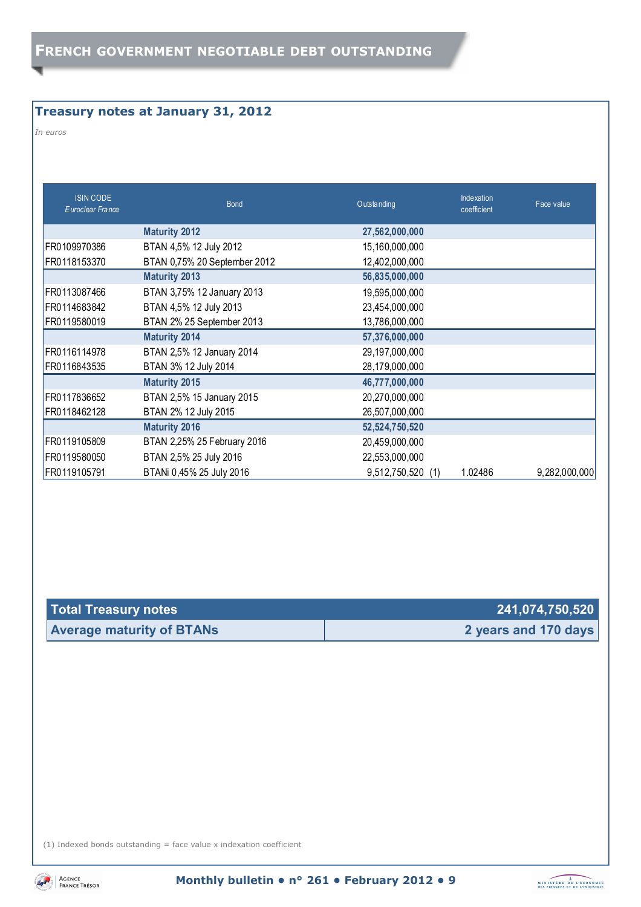# French government negotiable debt outstanding

## Treasury notes at January 31, 2012

*In euros*

| ISIN CODE *Euroclear France* | Bond | Outstanding | Indexation coefficient | Face value |
|---|---|---|---|---|
| | **Maturity 2012** | **27,562,000,000** | | |
| FR0109970386 | BTAN 4,5% 12 July 2012 | 15,160,000,000 | | |
| FR0118153370 | BTAN 0,75% 20 September 2012 | 12,402,000,000 | | |
| | **Maturity 2013** | **56,835,000,000** | | |
| FR0113087466 | BTAN 3,75% 12 January 2013 | 19,595,000,000 | | |
| FR0114683842 | BTAN 4,5% 12 July 2013 | 23,454,000,000 | | |
| FR0119580019 | BTAN 2% 25 September 2013 | 13,786,000,000 | | |
| | **Maturity 2014** | **57,376,000,000** | | |
| FR0116114978 | BTAN 2,5% 12 January 2014 | 29,197,000,000 | | |
| FR0116843535 | BTAN 3% 12 July 2014 | 28,179,000,000 | | |
| | **Maturity 2015** | **46,777,000,000** | | |
| FR0117836652 | BTAN 2,5% 15 January 2015 | 20,270,000,000 | | |
| FR0118462128 | BTAN 2% 12 July 2015 | 26,507,000,000 | | |
| | **Maturity 2016** | **52,524,750,520** | | |
| FR0119105809 | BTAN 2,25% 25 February 2016 | 20,459,000,000 | | |
| FR0119580050 | BTAN 2,5% 25 July 2016 | 22,553,000,000 | | |
| FR0119105791 | BTANi 0,45% 25 July 2016 | 9,512,750,520 (1) | 1.02486 | 9,282,000,000 |

| | |
|---|---|
| **Total Treasury notes** | **241,074,750,520** |
| **Average maturity of BTANs** | **2 years and 170 days** |

(1) Indexed bonds outstanding = face value x indexation coefficient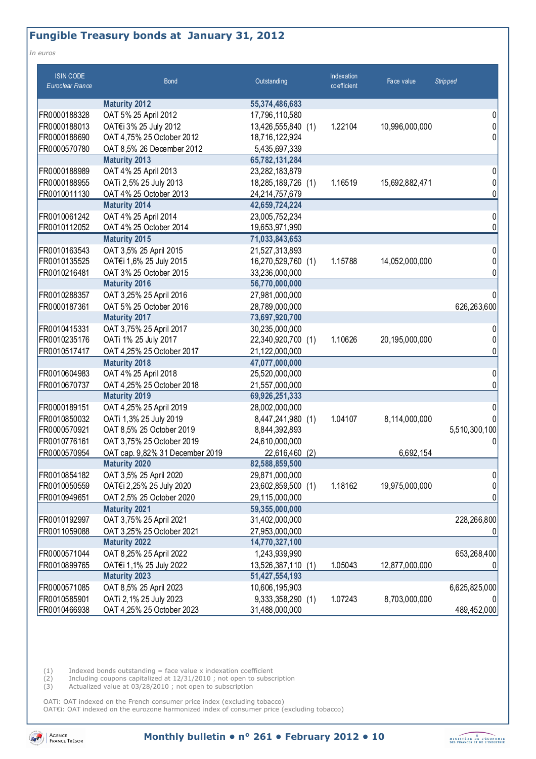## Fungible Treasury bonds at January 31, 2012

*In euros*

| ISIN CODE *Euroclear France* | Bond | Outstanding | | Indexation coefficient | Face value | *Stripped* |
|---|---|---|---|---|---|---|
| | **Maturity 2012** | **55,374,486,683** | | | | |
| FR0000188328 | OAT 5% 25 April 2012 | 17,796,110,580 | | | | 0 |
| FR0000188013 | OAT€i 3% 25 July 2012 | 13,426,555,840 | (1) | 1.22104 | 10,996,000,000 | 0 |
| FR0000188690 | OAT 4,75% 25 October 2012 | 18,716,122,924 | | | | 0 |
| FR0000570780 | OAT 8,5% 26 December 2012 | 5,435,697,339 | | | | |
| | **Maturity 2013** | **65,782,131,284** | | | | |
| FR0000188989 | OAT 4% 25 April 2013 | 23,282,183,879 | | | | 0 |
| FR0000188955 | OATi 2,5% 25 July 2013 | 18,285,189,726 | (1) | 1.16519 | 15,692,882,471 | 0 |
| FR0010011130 | OAT 4% 25 October 2013 | 24,214,757,679 | | | | 0 |
| | **Maturity 2014** | **42,659,724,224** | | | | |
| FR0010061242 | OAT 4% 25 April 2014 | 23,005,752,234 | | | | 0 |
| FR0010112052 | OAT 4% 25 October 2014 | 19,653,971,990 | | | | 0 |
| | **Maturity 2015** | **71,033,843,653** | | | | |
| FR0010163543 | OAT 3,5% 25 April 2015 | 21,527,313,893 | | | | 0 |
| FR0010135525 | OAT€i 1,6% 25 July 2015 | 16,270,529,760 | (1) | 1.15788 | 14,052,000,000 | 0 |
| FR0010216481 | OAT 3% 25 October 2015 | 33,236,000,000 | | | | 0 |
| | **Maturity 2016** | **56,770,000,000** | | | | |
| FR0010288357 | OAT 3,25% 25 April 2016 | 27,981,000,000 | | | | 0 |
| FR0000187361 | OAT 5% 25 October 2016 | 28,789,000,000 | | | | 626,263,600 |
| | **Maturity 2017** | **73,697,920,700** | | | | |
| FR0010415331 | OAT 3,75% 25 April 2017 | 30,235,000,000 | | | | 0 |
| FR0010235176 | OATi 1% 25 July 2017 | 22,340,920,700 | (1) | 1.10626 | 20,195,000,000 | 0 |
| FR0010517417 | OAT 4,25% 25 October 2017 | 21,122,000,000 | | | | 0 |
| | **Maturity 2018** | **47,077,000,000** | | | | |
| FR0010604983 | OAT 4% 25 April 2018 | 25,520,000,000 | | | | 0 |
| FR0010670737 | OAT 4,25% 25 October 2018 | 21,557,000,000 | | | | 0 |
| | **Maturity 2019** | **69,926,251,333** | | | | |
| FR0000189151 | OAT 4,25% 25 April 2019 | 28,002,000,000 | | | | 0 |
| FR0010850032 | OATi 1,3% 25 July 2019 | 8,447,241,980 | (1) | 1.04107 | 8,114,000,000 | 0 |
| FR0000570921 | OAT 8,5% 25 October 2019 | 8,844,392,893 | | | | 5,510,300,100 |
| FR0010776161 | OAT 3,75% 25 October 2019 | 24,610,000,000 | | | | 0 |
| FR0000570954 | OAT cap. 9,82% 31 December 2019 | 22,616,460 | (2) | | 6,692,154 | |
| | **Maturity 2020** | **82,588,859,500** | | | | |
| FR0010854182 | OAT 3,5% 25 April 2020 | 29,871,000,000 | | | | 0 |
| FR0010050559 | OAT€i 2,25% 25 July 2020 | 23,602,859,500 | (1) | 1.18162 | 19,975,000,000 | 0 |
| FR0010949651 | OAT 2,5% 25 October 2020 | 29,115,000,000 | | | | 0 |
| | **Maturity 2021** | **59,355,000,000** | | | | |
| FR0010192997 | OAT 3,75% 25 April 2021 | 31,402,000,000 | | | | 228,266,800 |
| FR0011059088 | OAT 3,25% 25 October 2021 | 27,953,000,000 | | | | 0 |
| | **Maturity 2022** | **14,770,327,100** | | | | |
| FR0000571044 | OAT 8,25% 25 April 2022 | 1,243,939,990 | | | | 653,268,400 |
| FR0010899765 | OAT€i 1,1% 25 July 2022 | 13,526,387,110 | (1) | 1.05043 | 12,877,000,000 | 0 |
| | **Maturity 2023** | **51,427,554,193** | | | | |
| FR0000571085 | OAT 8,5% 25 April 2023 | 10,606,195,903 | | | | 6,625,825,000 |
| FR0010585901 | OATi 2,1% 25 July 2023 | 9,333,358,290 | (1) | 1.07243 | 8,703,000,000 | 0 |
| FR0010466938 | OAT 4,25% 25 October 2023 | 31,488,000,000 | | | | 489,452,000 |

(1) Indexed bonds outstanding = face value x indexation coefficient
(2) Including coupons capitalized at 12/31/2010 ; not open to subscription
(3) Actualized value at 03/28/2010 ; not open to subscription

OATi: OAT indexed on the French consumer price index (excluding tobacco)
OAT€i: OAT indexed on the eurozone harmonized index of consumer price (excluding tobacco)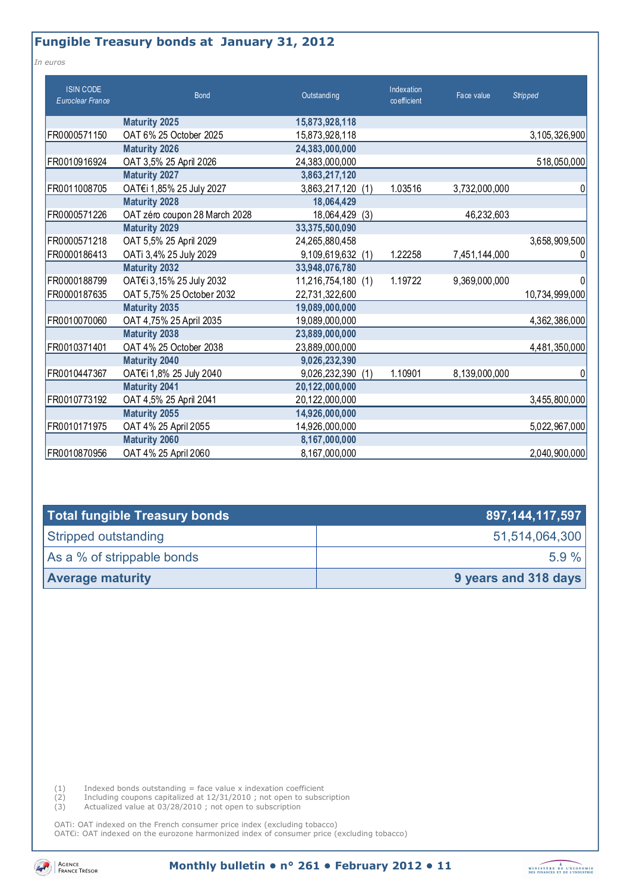## Fungible Treasury bonds at January 31, 2012

*In euros*

| ISIN CODE *Euroclear France* | Bond | Outstanding | Indexation coefficient | Face value | *Stripped* |
|---|---|---|---|---|---|
| | **Maturity 2025** | **15,873,928,118** | | | |
| FR0000571150 | OAT 6% 25 October 2025 | 15,873,928,118 | | | 3,105,326,900 |
| | **Maturity 2026** | **24,383,000,000** | | | |
| FR0010916924 | OAT 3,5% 25 April 2026 | 24,383,000,000 | | | 518,050,000 |
| | **Maturity 2027** | **3,863,217,120** | | | |
| FR0011008705 | OAT€i 1,85% 25 July 2027 | 3,863,217,120 (1) | 1.03516 | 3,732,000,000 | 0 |
| | **Maturity 2028** | **18,064,429** | | | |
| FR0000571226 | OAT zéro coupon 28 March 2028 | 18,064,429 (3) | | 46,232,603 | |
| | **Maturity 2029** | **33,375,500,090** | | | |
| FR0000571218 | OAT 5,5% 25 April 2029 | 24,265,880,458 | | | 3,658,909,500 |
| FR0000186413 | OATi 3,4% 25 July 2029 | 9,109,619,632 (1) | 1.22258 | 7,451,144,000 | 0 |
| | **Maturity 2032** | **33,948,076,780** | | | |
| FR0000188799 | OAT€i 3,15% 25 July 2032 | 11,216,754,180 (1) | 1.19722 | 9,369,000,000 | 0 |
| FR0000187635 | OAT 5,75% 25 October 2032 | 22,731,322,600 | | | 10,734,999,000 |
| | **Maturity 2035** | **19,089,000,000** | | | |
| FR0010070060 | OAT 4,75% 25 April 2035 | 19,089,000,000 | | | 4,362,386,000 |
| | **Maturity 2038** | **23,889,000,000** | | | |
| FR0010371401 | OAT 4% 25 October 2038 | 23,889,000,000 | | | 4,481,350,000 |
| | **Maturity 2040** | **9,026,232,390** | | | |
| FR0010447367 | OAT€i 1,8% 25 July 2040 | 9,026,232,390 (1) | 1.10901 | 8,139,000,000 | 0 |
| | **Maturity 2041** | **20,122,000,000** | | | |
| FR0010773192 | OAT 4,5% 25 April 2041 | 20,122,000,000 | | | 3,455,800,000 |
| | **Maturity 2055** | **14,926,000,000** | | | |
| FR0010171975 | OAT 4% 25 April 2055 | 14,926,000,000 | | | 5,022,967,000 |
| | **Maturity 2060** | **8,167,000,000** | | | |
| FR0010870956 | OAT 4% 25 April 2060 | 8,167,000,000 | | | 2,040,900,000 |

| **Total fungible Treasury bonds** | **897,144,117,597** |
|---|---|
| Stripped outstanding | 51,514,064,300 |
| As a % of strippable bonds | 5.9 % |
| **Average maturity** | **9 years and 318 days** |

(1) Indexed bonds outstanding = face value x indexation coefficient
(2) Including coupons capitalized at 12/31/2010 ; not open to subscription
(3) Actualized value at 03/28/2010 ; not open to subscription

OATi: OAT indexed on the French consumer price index (excluding tobacco)
OAT€i: OAT indexed on the eurozone harmonized index of consumer price (excluding tobacco)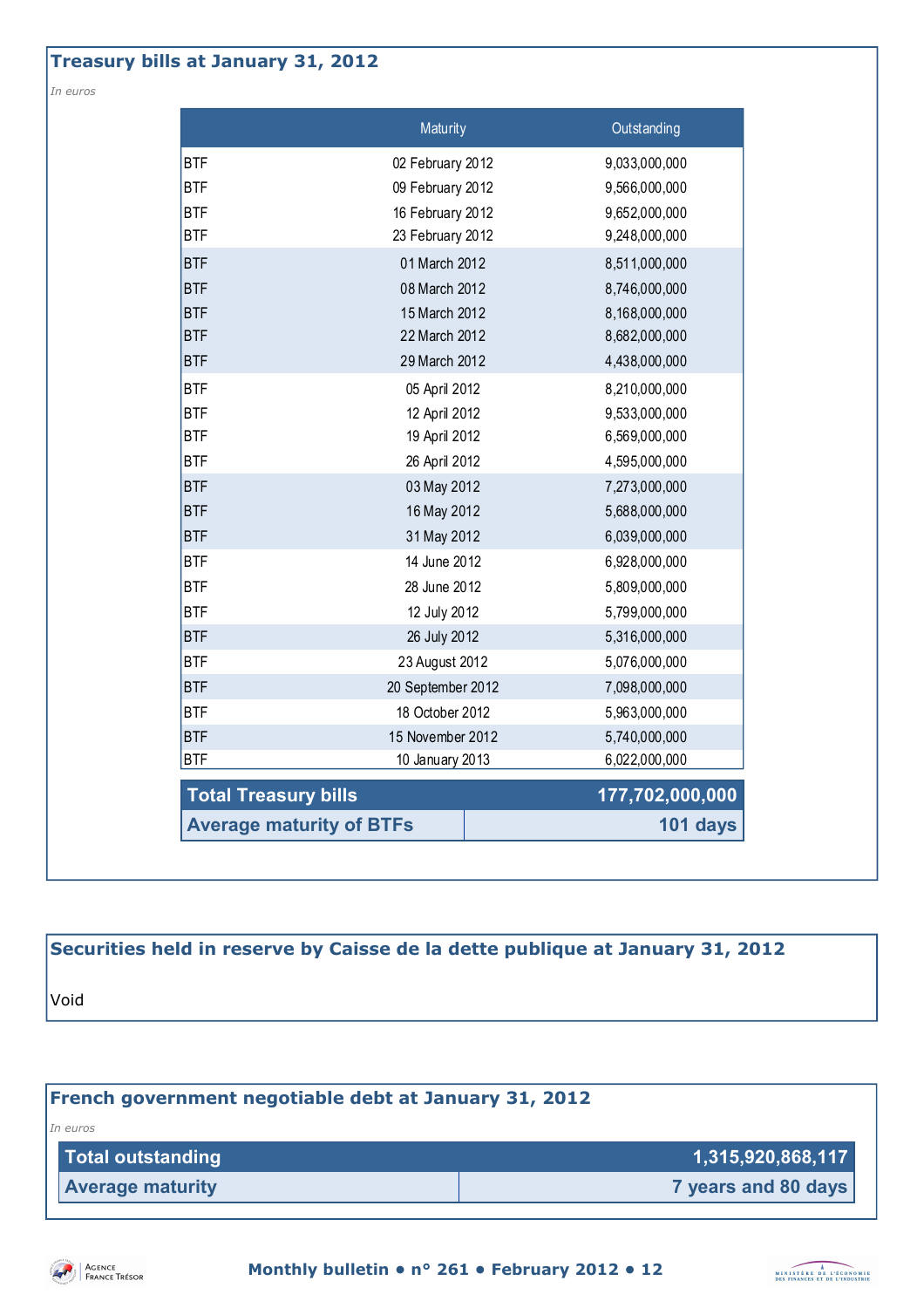## Treasury bills at January 31, 2012

*In euros*

| | Maturity | Outstanding |
|---|---|---|
| BTF | 02 February 2012 | 9,033,000,000 |
| BTF | 09 February 2012 | 9,566,000,000 |
| BTF | 16 February 2012 | 9,652,000,000 |
| BTF | 23 February 2012 | 9,248,000,000 |
| BTF | 01 March 2012 | 8,511,000,000 |
| BTF | 08 March 2012 | 8,746,000,000 |
| BTF | 15 March 2012 | 8,168,000,000 |
| BTF | 22 March 2012 | 8,682,000,000 |
| BTF | 29 March 2012 | 4,438,000,000 |
| BTF | 05 April 2012 | 8,210,000,000 |
| BTF | 12 April 2012 | 9,533,000,000 |
| BTF | 19 April 2012 | 6,569,000,000 |
| BTF | 26 April 2012 | 4,595,000,000 |
| BTF | 03 May 2012 | 7,273,000,000 |
| BTF | 16 May 2012 | 5,688,000,000 |
| BTF | 31 May 2012 | 6,039,000,000 |
| BTF | 14 June 2012 | 6,928,000,000 |
| BTF | 28 June 2012 | 5,809,000,000 |
| BTF | 12 July 2012 | 5,799,000,000 |
| BTF | 26 July 2012 | 5,316,000,000 |
| BTF | 23 August 2012 | 5,076,000,000 |
| BTF | 20 September 2012 | 7,098,000,000 |
| BTF | 18 October 2012 | 5,963,000,000 |
| BTF | 15 November 2012 | 5,740,000,000 |
| BTF | 10 January 2013 | 6,022,000,000 |

| | |
|---|---|
| **Total Treasury bills** | **177,702,000,000** |
| **Average maturity of BTFs** | **101 days** |

## Securities held in reserve by Caisse de la dette publique at January 31, 2012

Void

## French government negotiable debt at January 31, 2012

*In euros*

| | |
|---|---|
| **Total outstanding** | **1,315,920,868,117** |
| **Average maturity** | **7 years and 80 days** |